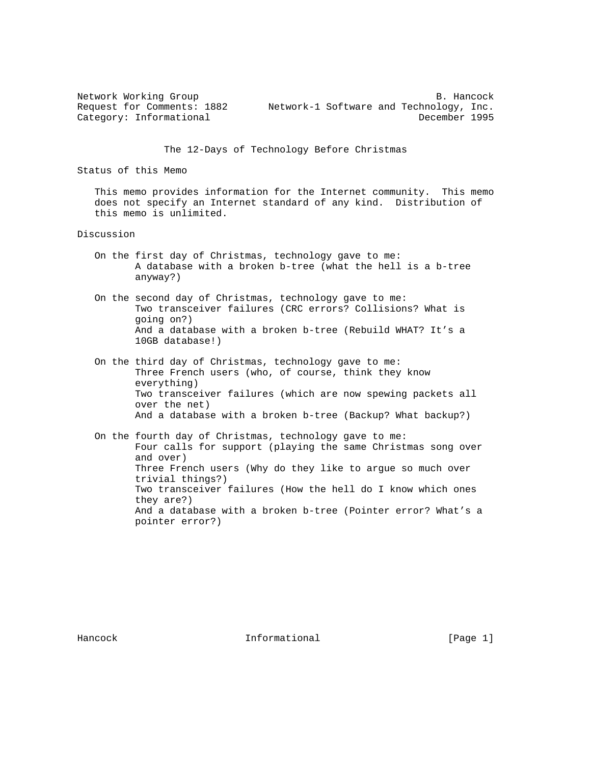Network Working Group B. Hancock
Request for Comments: 1882 Network-1 Software and Technology, Inc.
Category: Informational December 1995

# The 12-Days of Technology Before Christmas

## Status of this Memo

This memo provides information for the Internet community. This memo does not specify an Internet standard of any kind. Distribution of this memo is unlimited.

## Discussion

On the first day of Christmas, technology gave to me:
A database with a broken b-tree (what the hell is a b-tree anyway?)

On the second day of Christmas, technology gave to me:
Two transceiver failures (CRC errors? Collisions? What is going on?)
And a database with a broken b-tree (Rebuild WHAT? It's a 10GB database!)

On the third day of Christmas, technology gave to me:
Three French users (who, of course, think they know everything)
Two transceiver failures (which are now spewing packets all over the net)
And a database with a broken b-tree (Backup? What backup?)

On the fourth day of Christmas, technology gave to me:
Four calls for support (playing the same Christmas song over and over)
Three French users (Why do they like to argue so much over trivial things?)
Two transceiver failures (How the hell do I know which ones they are?)
And a database with a broken b-tree (Pointer error? What's a pointer error?)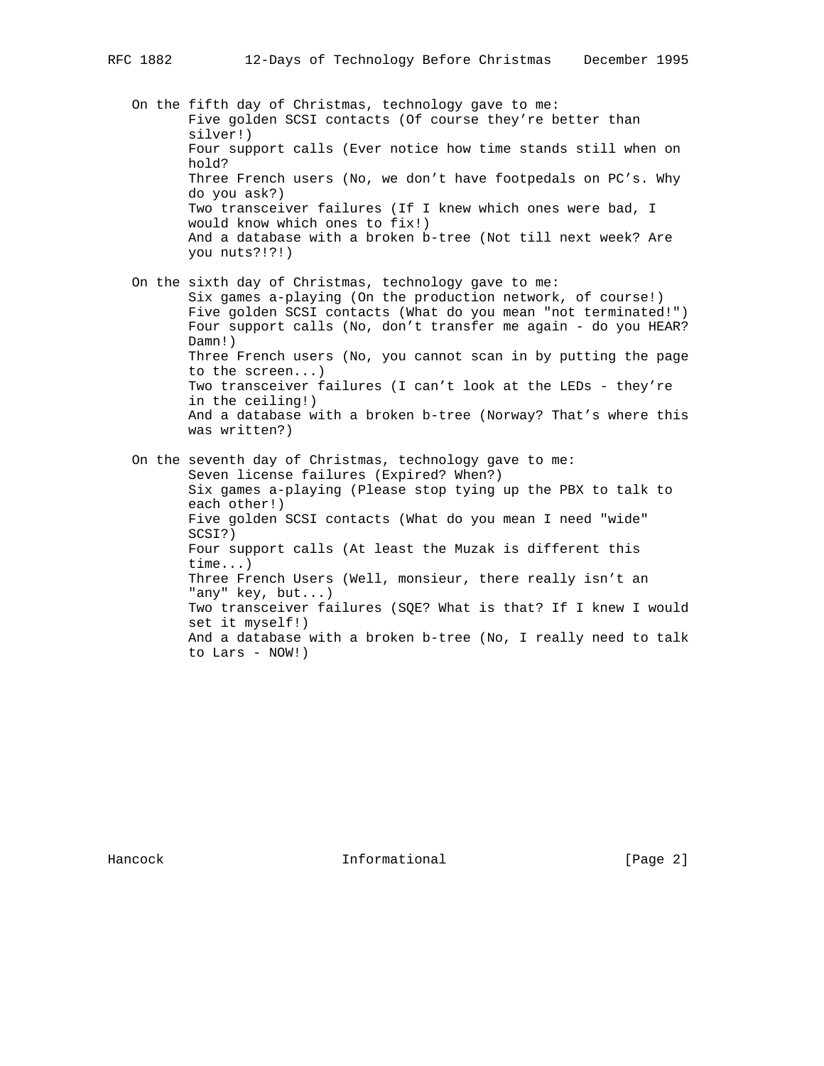On the fifth day of Christmas, technology gave to me:

- Five golden SCSI contacts (Of course they're better than silver!)
- Four support calls (Ever notice how time stands still when on hold?
- Three French users (No, we don't have footpedals on PC's. Why do you ask?)
- Two transceiver failures (If I knew which ones were bad, I would know which ones to fix!)
- And a database with a broken b-tree (Not till next week? Are you nuts?!?!)

On the sixth day of Christmas, technology gave to me:

- Six games a-playing (On the production network, of course!)
- Five golden SCSI contacts (What do you mean "not terminated!")
- Four support calls (No, don't transfer me again - do you HEAR? Damn!)
- Three French users (No, you cannot scan in by putting the page to the screen...)
- Two transceiver failures (I can't look at the LEDs - they're in the ceiling!)
- And a database with a broken b-tree (Norway? That's where this was written?)

On the seventh day of Christmas, technology gave to me:

- Seven license failures (Expired? When?)
- Six games a-playing (Please stop tying up the PBX to talk to each other!)
- Five golden SCSI contacts (What do you mean I need "wide" SCSI?)
- Four support calls (At least the Muzak is different this time...)
- Three French Users (Well, monsieur, there really isn't an "any" key, but...)
- Two transceiver failures (SQE? What is that? If I knew I would set it myself!)
- And a database with a broken b-tree (No, I really need to talk to Lars - NOW!)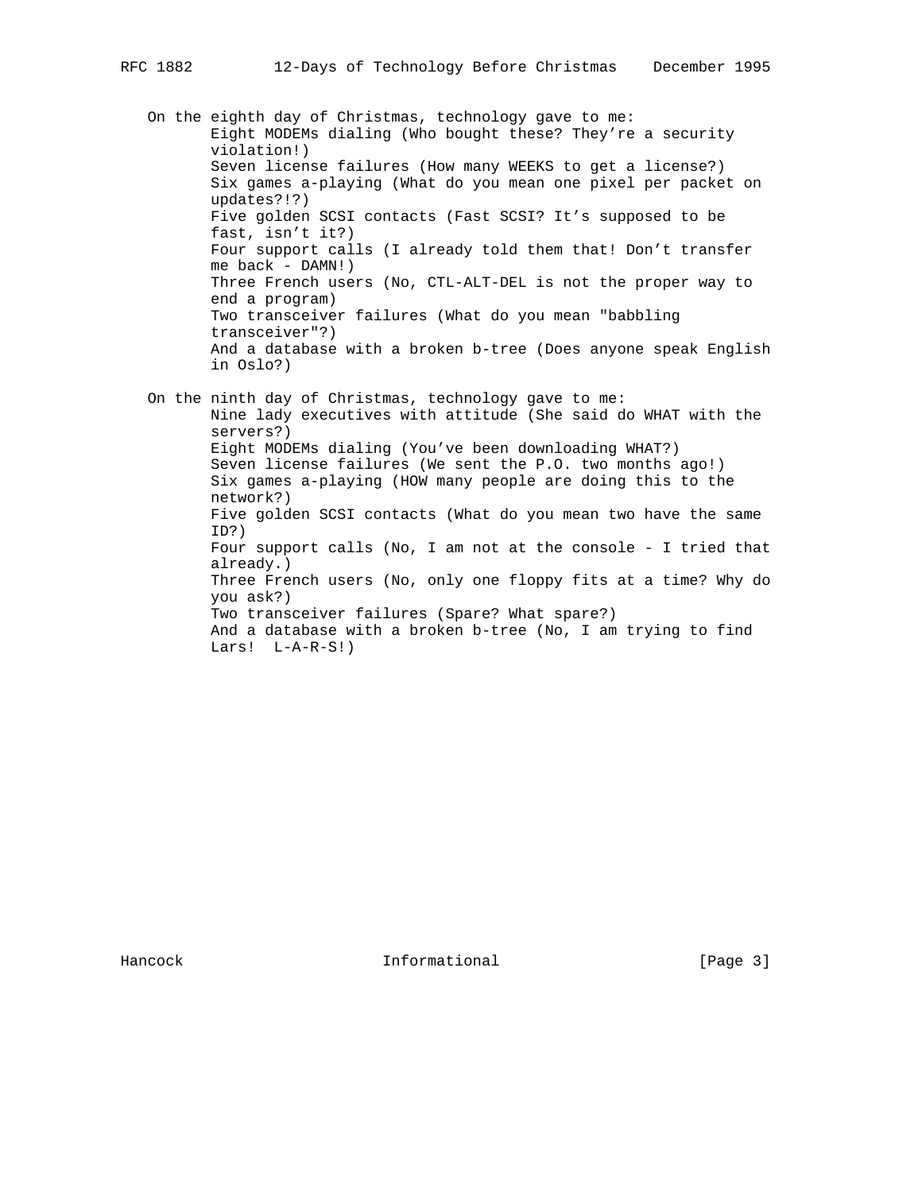On the eighth day of Christmas, technology gave to me:

Eight MODEMs dialing (Who bought these? They're a security violation!)
Seven license failures (How many WEEKS to get a license?)
Six games a-playing (What do you mean one pixel per packet on updates?!?)
Five golden SCSI contacts (Fast SCSI? It's supposed to be fast, isn't it?)
Four support calls (I already told them that! Don't transfer me back - DAMN!)
Three French users (No, CTL-ALT-DEL is not the proper way to end a program)
Two transceiver failures (What do you mean "babbling transceiver"?)
And a database with a broken b-tree (Does anyone speak English in Oslo?)

On the ninth day of Christmas, technology gave to me:

Nine lady executives with attitude (She said do WHAT with the servers?)
Eight MODEMs dialing (You've been downloading WHAT?)
Seven license failures (We sent the P.O. two months ago!)
Six games a-playing (HOW many people are doing this to the network?)
Five golden SCSI contacts (What do you mean two have the same ID?)
Four support calls (No, I am not at the console - I tried that already.)
Three French users (No, only one floppy fits at a time? Why do you ask?)
Two transceiver failures (Spare? What spare?)
And a database with a broken b-tree (No, I am trying to find Lars!  L-A-R-S!)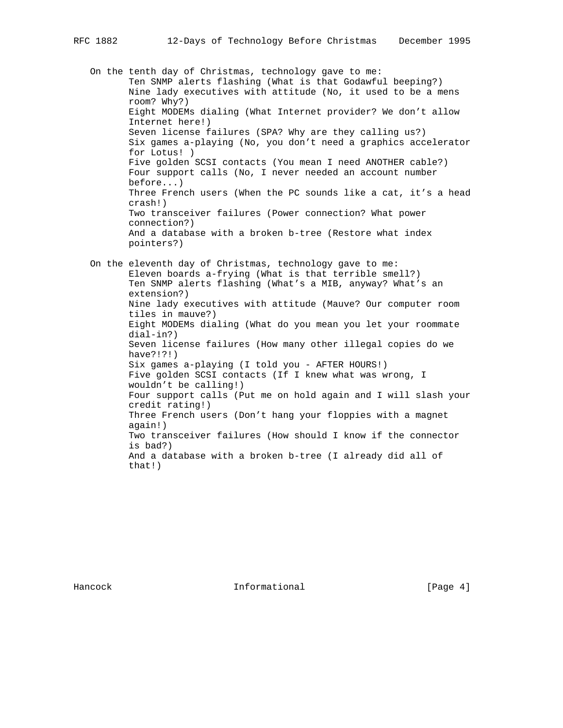On the tenth day of Christmas, technology gave to me:

Ten SNMP alerts flashing (What is that Godawful beeping?)
Nine lady executives with attitude (No, it used to be a mens room? Why?)
Eight MODEMs dialing (What Internet provider? We don't allow Internet here!)
Seven license failures (SPA? Why are they calling us?)
Six games a-playing (No, you don't need a graphics accelerator for Lotus! )
Five golden SCSI contacts (You mean I need ANOTHER cable?)
Four support calls (No, I never needed an account number before...)
Three French users (When the PC sounds like a cat, it's a head crash!)
Two transceiver failures (Power connection? What power connection?)
And a database with a broken b-tree (Restore what index pointers?)

On the eleventh day of Christmas, technology gave to me:

Eleven boards a-frying (What is that terrible smell?)
Ten SNMP alerts flashing (What's a MIB, anyway? What's an extension?)
Nine lady executives with attitude (Mauve? Our computer room tiles in mauve?)
Eight MODEMs dialing (What do you mean you let your roommate dial-in?)
Seven license failures (How many other illegal copies do we have?!?!)
Six games a-playing (I told you - AFTER HOURS!)
Five golden SCSI contacts (If I knew what was wrong, I wouldn't be calling!)
Four support calls (Put me on hold again and I will slash your credit rating!)
Three French users (Don't hang your floppies with a magnet again!)
Two transceiver failures (How should I know if the connector is bad?)
And a database with a broken b-tree (I already did all of that!)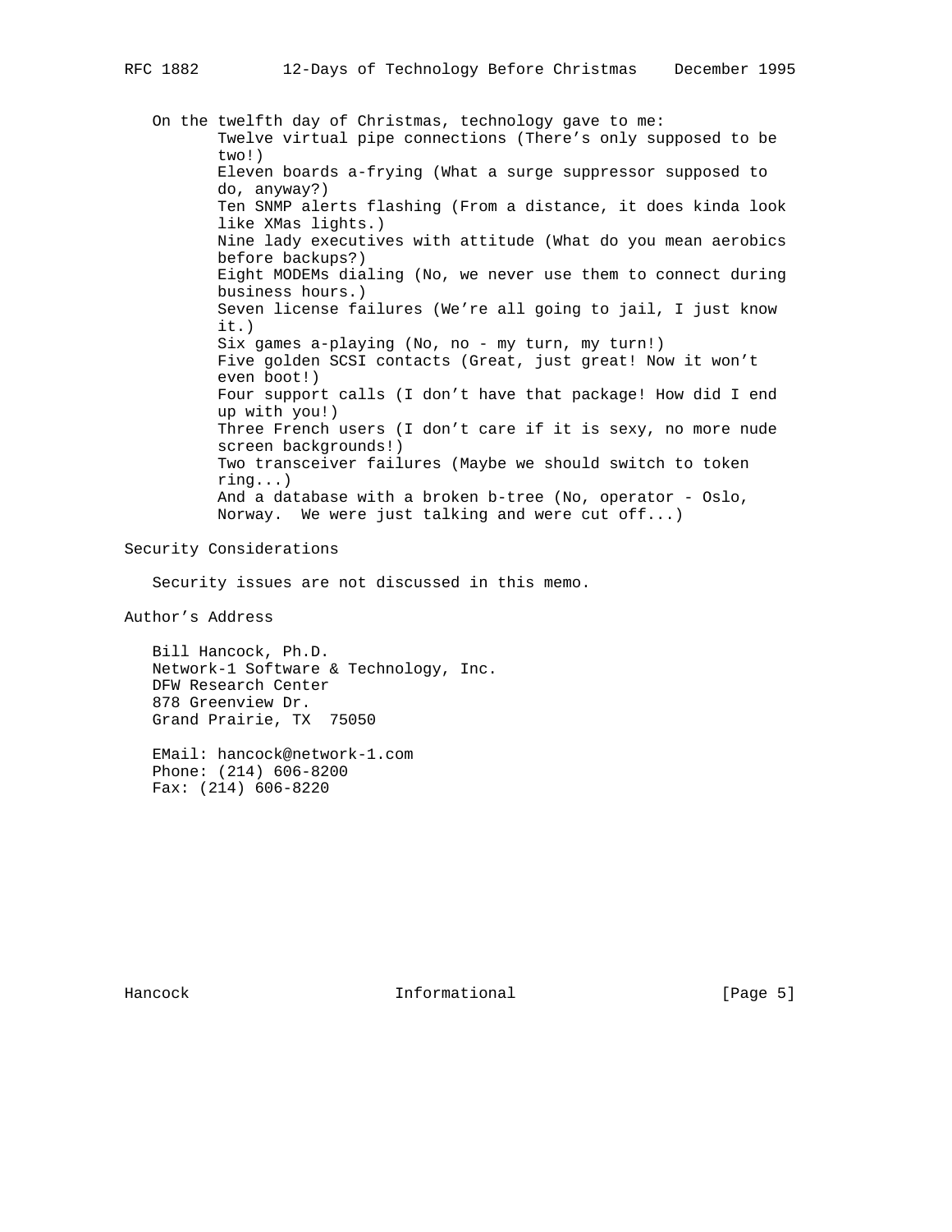On the twelfth day of Christmas, technology gave to me:

Twelve virtual pipe connections (There's only supposed to be two!)
Eleven boards a-frying (What a surge suppressor supposed to do, anyway?)
Ten SNMP alerts flashing (From a distance, it does kinda look like XMas lights.)
Nine lady executives with attitude (What do you mean aerobics before backups?)
Eight MODEMs dialing (No, we never use them to connect during business hours.)
Seven license failures (We're all going to jail, I just know it.)
Six games a-playing (No, no - my turn, my turn!)
Five golden SCSI contacts (Great, just great! Now it won't even boot!)
Four support calls (I don't have that package! How did I end up with you!)
Three French users (I don't care if it is sexy, no more nude screen backgrounds!)
Two transceiver failures (Maybe we should switch to token ring...)
And a database with a broken b-tree (No, operator - Oslo, Norway. We were just talking and were cut off...)

## Security Considerations

Security issues are not discussed in this memo.

## Author's Address

Bill Hancock, Ph.D.
Network-1 Software & Technology, Inc.
DFW Research Center
878 Greenview Dr.
Grand Prairie, TX 75050

EMail: hancock@network-1.com
Phone: (214) 606-8200
Fax: (214) 606-8220